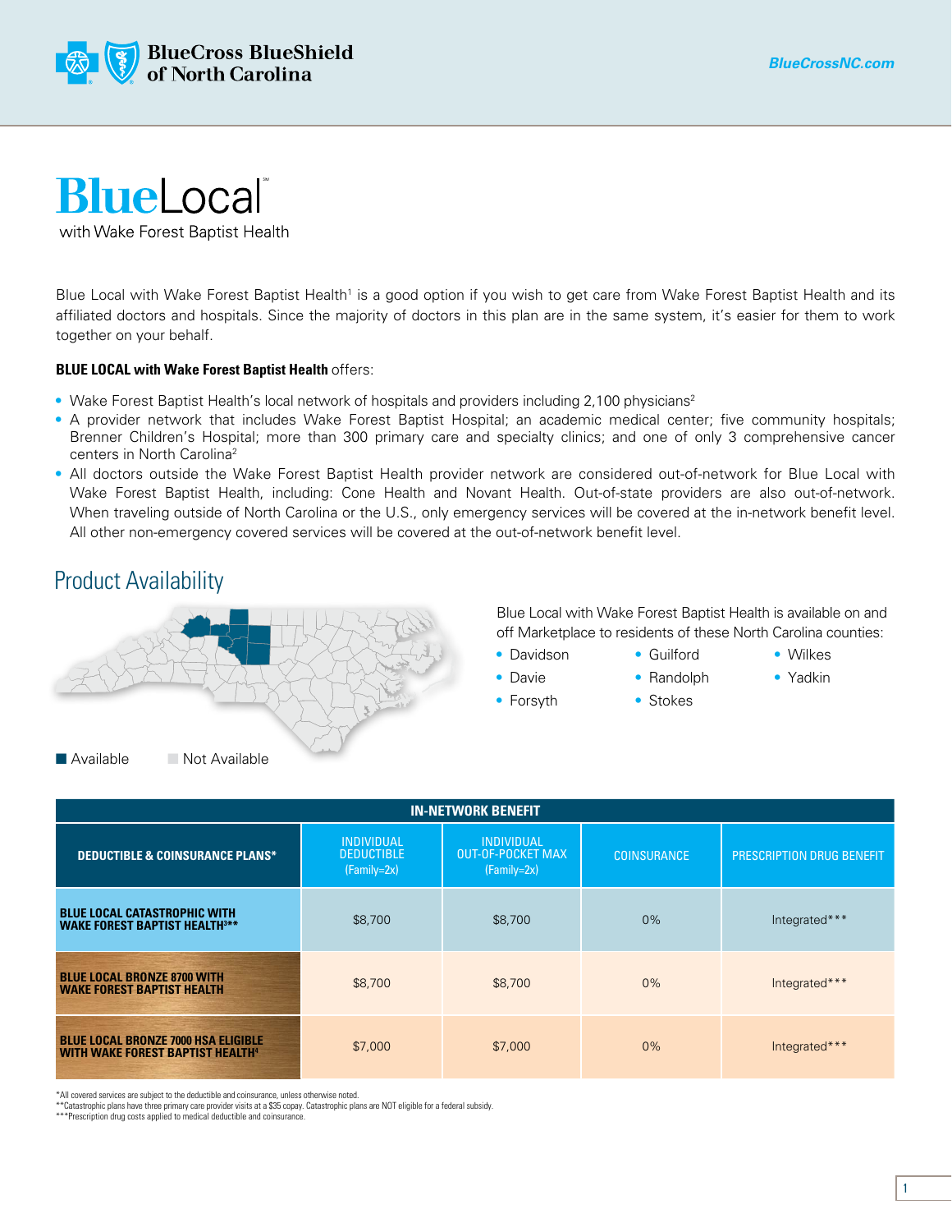# BlueLocal℠

with Wake Forest Baptist Health

Blue Local with Wake Forest Baptist Health[1] is a good option if you wish to get care from Wake Forest Baptist Health and its affiliated doctors and hospitals. Since the majority of doctors in this plan are in the same system, it's easier for them to work together on your behalf.

**BLUE LOCAL with Wake Forest Baptist Health** offers:

- Wake Forest Baptist Health's local network of hospitals and providers including 2,100 physicians[2]
- A provider network that includes Wake Forest Baptist Hospital; an academic medical center; five community hospitals; Brenner Children's Hospital; more than 300 primary care and specialty clinics; and one of only 3 comprehensive cancer centers in North Carolina[2]
- All doctors outside the Wake Forest Baptist Health provider network are considered out-of-network for Blue Local with Wake Forest Baptist Health, including: Cone Health and Novant Health. Out-of-state providers are also out-of-network. When traveling outside of North Carolina or the U.S., only emergency services will be covered at the in-network benefit level. All other non-emergency covered services will be covered at the out-of-network benefit level.

## Product Availability

Available | Not Available

Blue Local with Wake Forest Baptist Health is available on and off Marketplace to residents of these North Carolina counties:

- Davidson
- Davie
- Forsyth
- Guilford
- Randolph
- Stokes
- Wilkes
- Yadkin

| DEDUCTIBLE & COINSURANCE PLANS* | IN-NETWORK BENEFIT | | | |
|---|---|---|---|---|
| | INDIVIDUAL DEDUCTIBLE (Family=2x) | INDIVIDUAL OUT-OF-POCKET MAX (Family=2x) | COINSURANCE | PRESCRIPTION DRUG BENEFIT |
| BLUE LOCAL CATASTROPHIC WITH WAKE FOREST BAPTIST HEALTH[3]** | $8,700 | $8,700 | 0% | Integrated*** |
| BLUE LOCAL BRONZE 8700 WITH WAKE FOREST BAPTIST HEALTH | $8,700 | $8,700 | 0% | Integrated*** |
| BLUE LOCAL BRONZE 7000 HSA ELIGIBLE WITH WAKE FOREST BAPTIST HEALTH[4] | $7,000 | $7,000 | 0% | Integrated*** |

*All covered services are subject to the deductible and coinsurance, unless otherwise noted.
**Catastrophic plans have three primary care provider visits at a $35 copay. Catastrophic plans are NOT eligible for a federal subsidy.
***Prescription drug costs applied to medical deductible and coinsurance.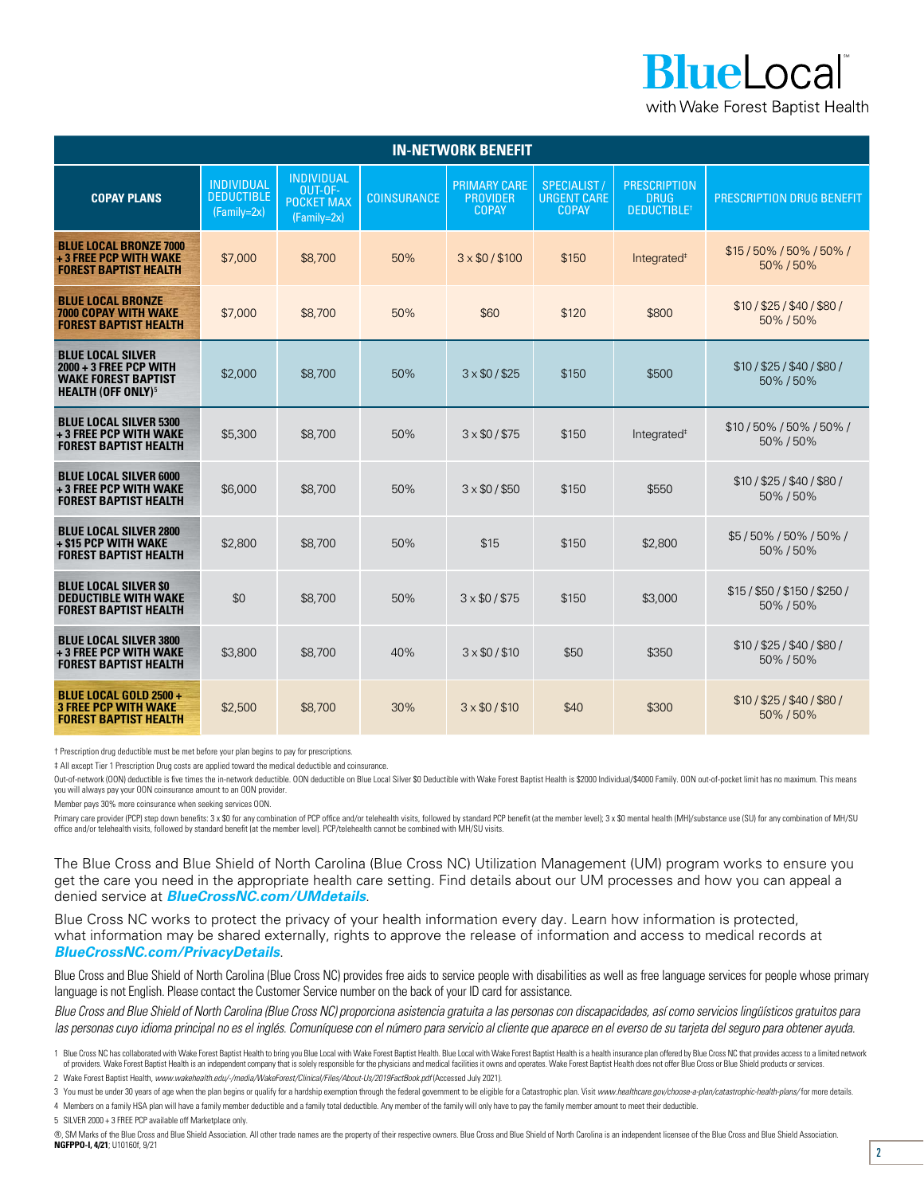# BlueLocal℠ with Wake Forest Baptist Health

| IN-NETWORK BENEFIT | | | | | | | |
|---|---|---|---|---|---|---|---|
| **COPAY PLANS** | INDIVIDUAL DEDUCTIBLE (Family=2x) | INDIVIDUAL OUT-OF-POCKET MAX (Family=2x) | COINSURANCE | PRIMARY CARE PROVIDER COPAY | SPECIALIST / URGENT CARE COPAY | PRESCRIPTION DRUG DEDUCTIBLE† | PRESCRIPTION DRUG BENEFIT |
| **BLUE LOCAL BRONZE 7000 + 3 FREE PCP WITH WAKE FOREST BAPTIST HEALTH** | $7,000 | $8,700 | 50% | 3 x $0 / $100 | $150 | Integrated‡ | $15 / 50% / 50% / 50% / 50% / 50% |
| **BLUE LOCAL BRONZE 7000 COPAY WITH WAKE FOREST BAPTIST HEALTH** | $7,000 | $8,700 | 50% | $60 | $120 | $800 | $10 / $25 / $40 / $80 / 50% / 50% |
| **BLUE LOCAL SILVER 2000 + 3 FREE PCP WITH WAKE FOREST BAPTIST HEALTH (OFF ONLY)[5]** | $2,000 | $8,700 | 50% | 3 x $0 / $25 | $150 | $500 | $10 / $25 / $40 / $80 / 50% / 50% |
| **BLUE LOCAL SILVER 5300 + 3 FREE PCP WITH WAKE FOREST BAPTIST HEALTH** | $5,300 | $8,700 | 50% | 3 x $0 / $75 | $150 | Integrated‡ | $10 / 50% / 50% / 50% / 50% / 50% |
| **BLUE LOCAL SILVER 6000 + 3 FREE PCP WITH WAKE FOREST BAPTIST HEALTH** | $6,000 | $8,700 | 50% | 3 x $0 / $50 | $150 | $550 | $10 / $25 / $40 / $80 / 50% / 50% |
| **BLUE LOCAL SILVER 2800 + $15 PCP WITH WAKE FOREST BAPTIST HEALTH** | $2,800 | $8,700 | 50% | $15 | $150 | $2,800 | $5 / 50% / 50% / 50% / 50% / 50% |
| **BLUE LOCAL SILVER $0 DEDUCTIBLE WITH WAKE FOREST BAPTIST HEALTH** | $0 | $8,700 | 50% | 3 x $0 / $75 | $150 | $3,000 | $15 / $50 / $150 / $250 / 50% / 50% |
| **BLUE LOCAL SILVER 3800 + 3 FREE PCP WITH WAKE FOREST BAPTIST HEALTH** | $3,800 | $8,700 | 40% | 3 x $0 / $10 | $50 | $350 | $10 / $25 / $40 / $80 / 50% / 50% |
| **BLUE LOCAL GOLD 2500 + 3 FREE PCP WITH WAKE FOREST BAPTIST HEALTH** | $2,500 | $8,700 | 30% | 3 x $0 / $10 | $40 | $300 | $10 / $25 / $40 / $80 / 50% / 50% |

† Prescription drug deductible must be met before your plan begins to pay for prescriptions.

‡ All except Tier 1 Prescription Drug costs are applied toward the medical deductible and coinsurance.

Out-of-network (OON) deductible is five times the in-network deductible. OON deductible on Blue Local Silver $0 Deductible with Wake Forest Baptist Health is $2000 Individual/$4000 Family. OON out-of-pocket limit has no maximum. This means you will always pay your OON coinsurance amount to an OON provider.

Member pays 30% more coinsurance when seeking services OON.

Primary care provider (PCP) step down benefits: 3 x $0 for any combination of PCP office and/or telehealth visits, followed by standard PCP benefit (at the member level); 3 x $0 mental health (MH)/substance use (SU) for any combination of MH/SU office and/or telehealth visits, followed by standard benefit (at the member level). PCP/telehealth cannot be combined with MH/SU visits.

The Blue Cross and Blue Shield of North Carolina (Blue Cross NC) Utilization Management (UM) program works to ensure you get the care you need in the appropriate health care setting. Find details about our UM processes and how you can appeal a denied service at ***BlueCrossNC.com/UMdetails***.

Blue Cross NC works to protect the privacy of your health information every day. Learn how information is protected, what information may be shared externally, rights to approve the release of information and access to medical records at ***BlueCrossNC.com/PrivacyDetails***.

Blue Cross and Blue Shield of North Carolina (Blue Cross NC) provides free aids to service people with disabilities as well as free language services for people whose primary language is not English. Please contact the Customer Service number on the back of your ID card for assistance.

*Blue Cross and Blue Shield of North Carolina (Blue Cross NC) proporciona asistencia gratuita a las personas con discapacidades, así como servicios lingüísticos gratuitos para las personas cuyo idioma principal no es el inglés. Comuníquese con el número para servicio al cliente que aparece en el everso de su tarjeta del seguro para obtener ayuda.*

1 Blue Cross NC has collaborated with Wake Forest Baptist Health to bring you Blue Local with Wake Forest Baptist Health. Blue Local with Wake Forest Baptist Health is a health insurance plan offered by Blue Cross NC that provides access to a limited network of providers. Wake Forest Baptist Health is an independent company that is solely responsible for the physicians and medical facilities it owns and operates. Wake Forest Baptist Health does not offer Blue Cross or Blue Shield products or services.

2 Wake Forest Baptist Health, *www.wakehealth.edu/-/media/WakeForest/Clinical/Files/About-Us/2019FactBook.pdf* (Accessed July 2021).

3 You must be under 30 years of age when the plan begins or qualify for a hardship exemption through the federal government to be eligible for a Catastrophic plan. Visit *www.healthcare.gov/choose-a-plan/catastrophic-health-plans/* for more details.

4 Members on a family HSA plan will have a family member deductible and a family total deductible. Any member of the family will only have to pay the family member amount to meet their deductible.

5 SILVER 2000 + 3 FREE PCP available off Marketplace only.

®, SM Marks of the Blue Cross and Blue Shield Association. All other trade names are the property of their respective owners. Blue Cross and Blue Shield of North Carolina is an independent licensee of the Blue Cross and Blue Shield Association.
**NGFPPO-I, 4/21**; U10160f, 9/21